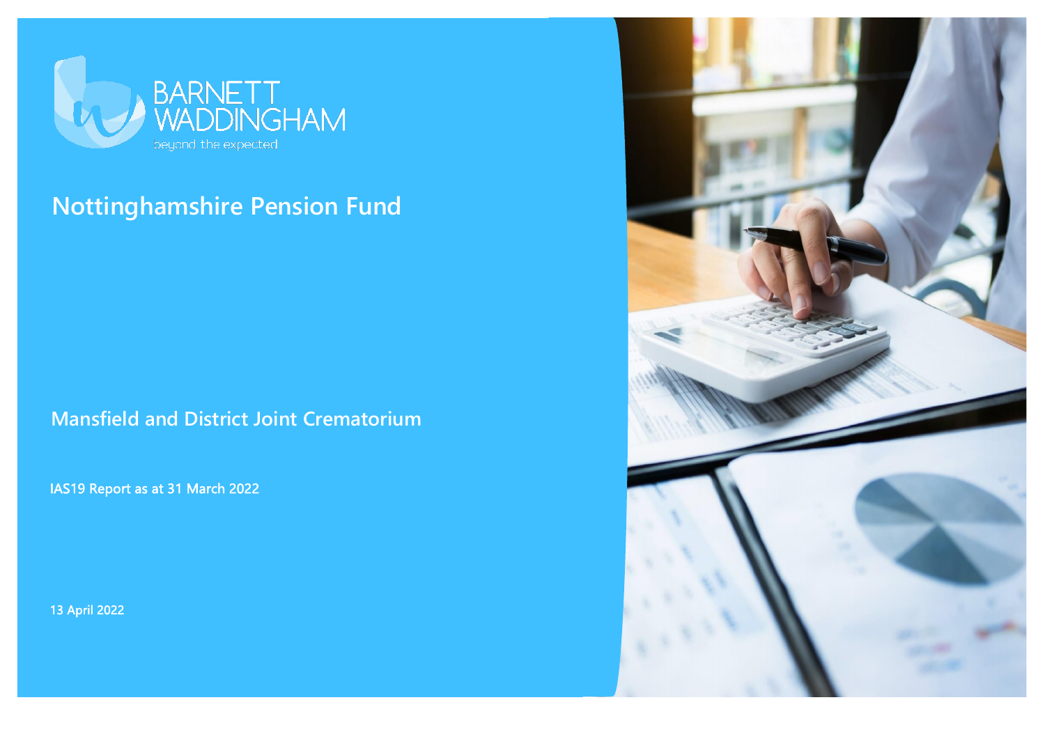BARNETT WADDINGHAM

beyond the expected

# Nottinghamshire Pension Fund

## Mansfield and District Joint Crematorium

IAS19 Report as at 31 March 2022

13 April 2022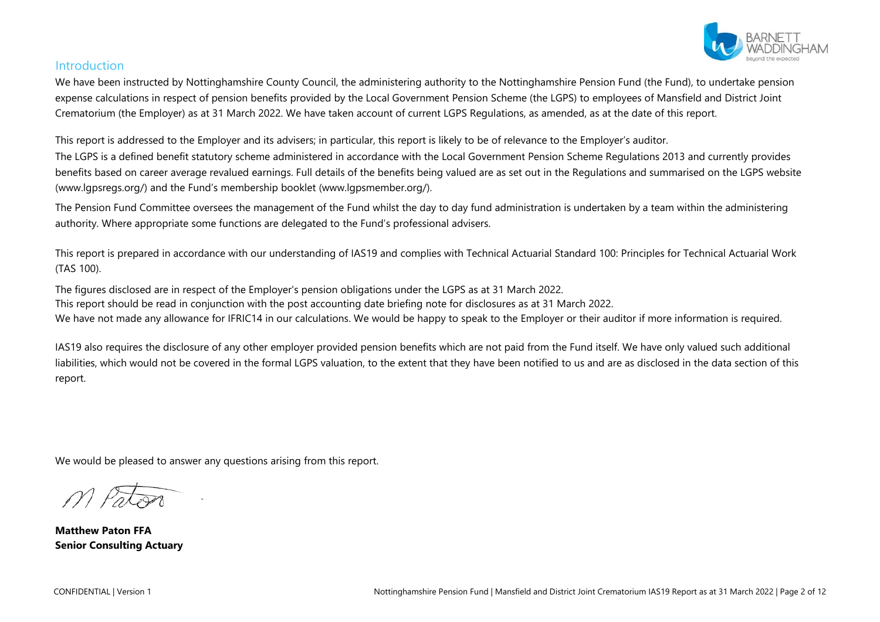## Introduction

We have been instructed by Nottinghamshire County Council, the administering authority to the Nottinghamshire Pension Fund (the Fund), to undertake pension expense calculations in respect of pension benefits provided by the Local Government Pension Scheme (the LGPS) to employees of Mansfield and District Joint Crematorium (the Employer) as at 31 March 2022. We have taken account of current LGPS Regulations, as amended, as at the date of this report.

This report is addressed to the Employer and its advisers; in particular, this report is likely to be of relevance to the Employer's auditor.

The LGPS is a defined benefit statutory scheme administered in accordance with the Local Government Pension Scheme Regulations 2013 and currently provides benefits based on career average revalued earnings. Full details of the benefits being valued are as set out in the Regulations and summarised on the LGPS website (www.lgpsregs.org/) and the Fund's membership booklet (www.lgpsmember.org/).

The Pension Fund Committee oversees the management of the Fund whilst the day to day fund administration is undertaken by a team within the administering authority. Where appropriate some functions are delegated to the Fund's professional advisers.

This report is prepared in accordance with our understanding of IAS19 and complies with Technical Actuarial Standard 100: Principles for Technical Actuarial Work (TAS 100).

The figures disclosed are in respect of the Employer's pension obligations under the LGPS as at 31 March 2022.
This report should be read in conjunction with the post accounting date briefing note for disclosures as at 31 March 2022.
We have not made any allowance for IFRIC14 in our calculations. We would be happy to speak to the Employer or their auditor if more information is required.

IAS19 also requires the disclosure of any other employer provided pension benefits which are not paid from the Fund itself. We have only valued such additional liabilities, which would not be covered in the formal LGPS valuation, to the extent that they have been notified to us and are as disclosed in the data section of this report.

We would be pleased to answer any questions arising from this report.

M Paton

**Matthew Paton FFA**
**Senior Consulting Actuary**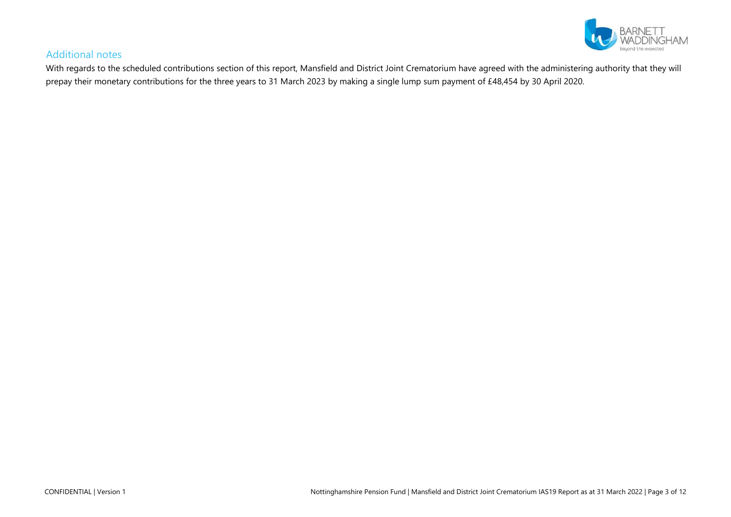## Additional notes

With regards to the scheduled contributions section of this report, Mansfield and District Joint Crematorium have agreed with the administering authority that they will prepay their monetary contributions for the three years to 31 March 2023 by making a single lump sum payment of £48,454 by 30 April 2020.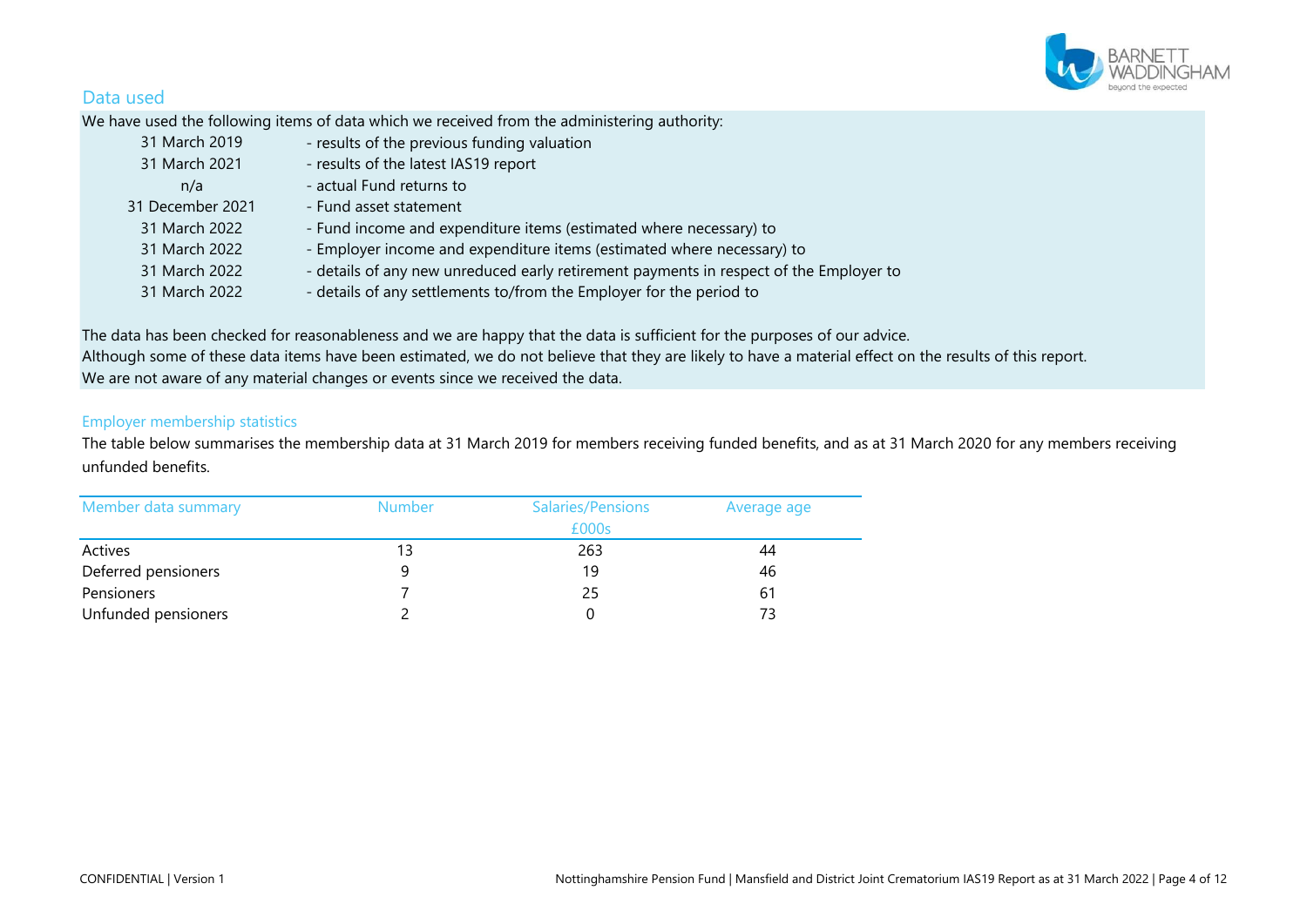## Data used

We have used the following items of data which we received from the administering authority:

| | |
|---|---|
| 31 March 2019 | - results of the previous funding valuation |
| 31 March 2021 | - results of the latest IAS19 report |
| n/a | - actual Fund returns to |
| 31 December 2021 | - Fund asset statement |
| 31 March 2022 | - Fund income and expenditure items (estimated where necessary) to |
| 31 March 2022 | - Employer income and expenditure items (estimated where necessary) to |
| 31 March 2022 | - details of any new unreduced early retirement payments in respect of the Employer to |
| 31 March 2022 | - details of any settlements to/from the Employer for the period to |

The data has been checked for reasonableness and we are happy that the data is sufficient for the purposes of our advice.
Although some of these data items have been estimated, we do not believe that they are likely to have a material effect on the results of this report.
We are not aware of any material changes or events since we received the data.

### Employer membership statistics

The table below summarises the membership data at 31 March 2019 for members receiving funded benefits, and as at 31 March 2020 for any members receiving unfunded benefits.

| Member data summary | Number | Salaries/Pensions £000s | Average age |
|---|---|---|---|
| Actives | 13 | 263 | 44 |
| Deferred pensioners | 9 | 19 | 46 |
| Pensioners | 7 | 25 | 61 |
| Unfunded pensioners | 2 | 0 | 73 |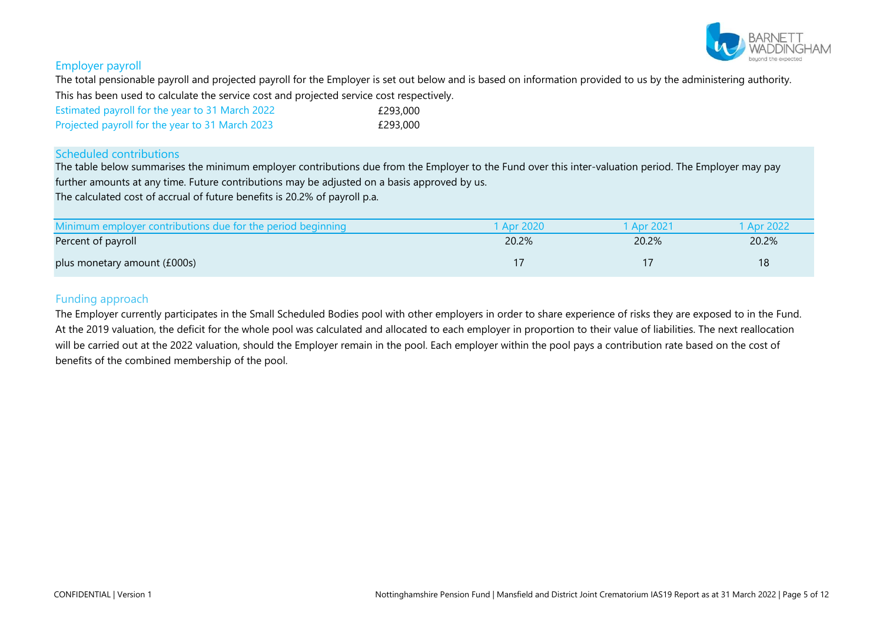## Employer payroll

The total pensionable payroll and projected payroll for the Employer is set out below and is based on information provided to us by the administering authority. This has been used to calculate the service cost and projected service cost respectively.

| | |
|---|---|
| Estimated payroll for the year to 31 March 2022 | £293,000 |
| Projected payroll for the year to 31 March 2023 | £293,000 |

## Scheduled contributions

The table below summarises the minimum employer contributions due from the Employer to the Fund over this inter-valuation period. The Employer may pay further amounts at any time. Future contributions may be adjusted on a basis approved by us.

The calculated cost of accrual of future benefits is 20.2% of payroll p.a.

| Minimum employer contributions due for the period beginning | 1 Apr 2020 | 1 Apr 2021 | 1 Apr 2022 |
|---|---|---|---|
| Percent of payroll | 20.2% | 20.2% | 20.2% |
| plus monetary amount (£000s) | 17 | 17 | 18 |

## Funding approach

The Employer currently participates in the Small Scheduled Bodies pool with other employers in order to share experience of risks they are exposed to in the Fund. At the 2019 valuation, the deficit for the whole pool was calculated and allocated to each employer in proportion to their value of liabilities. The next reallocation will be carried out at the 2022 valuation, should the Employer remain in the pool. Each employer within the pool pays a contribution rate based on the cost of benefits of the combined membership of the pool.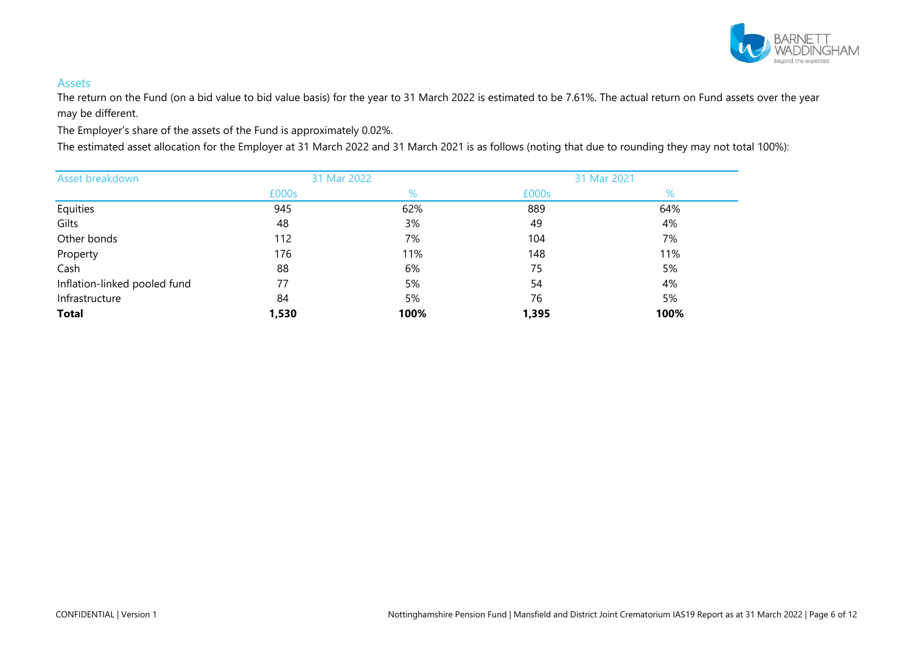## Assets

The return on the Fund (on a bid value to bid value basis) for the year to 31 March 2022 is estimated to be 7.61%. The actual return on Fund assets over the year may be different.

The Employer's share of the assets of the Fund is approximately 0.02%.

The estimated asset allocation for the Employer at 31 March 2022 and 31 March 2021 is as follows (noting that due to rounding they may not total 100%):

| Asset breakdown | 31 Mar 2022 | | 31 Mar 2021 | |
|---|---|---|---|---|
| | £000s | % | £000s | % |
| Equities | 945 | 62% | 889 | 64% |
| Gilts | 48 | 3% | 49 | 4% |
| Other bonds | 112 | 7% | 104 | 7% |
| Property | 176 | 11% | 148 | 11% |
| Cash | 88 | 6% | 75 | 5% |
| Inflation-linked pooled fund | 77 | 5% | 54 | 4% |
| Infrastructure | 84 | 5% | 76 | 5% |
| **Total** | **1,530** | **100%** | **1,395** | **100%** |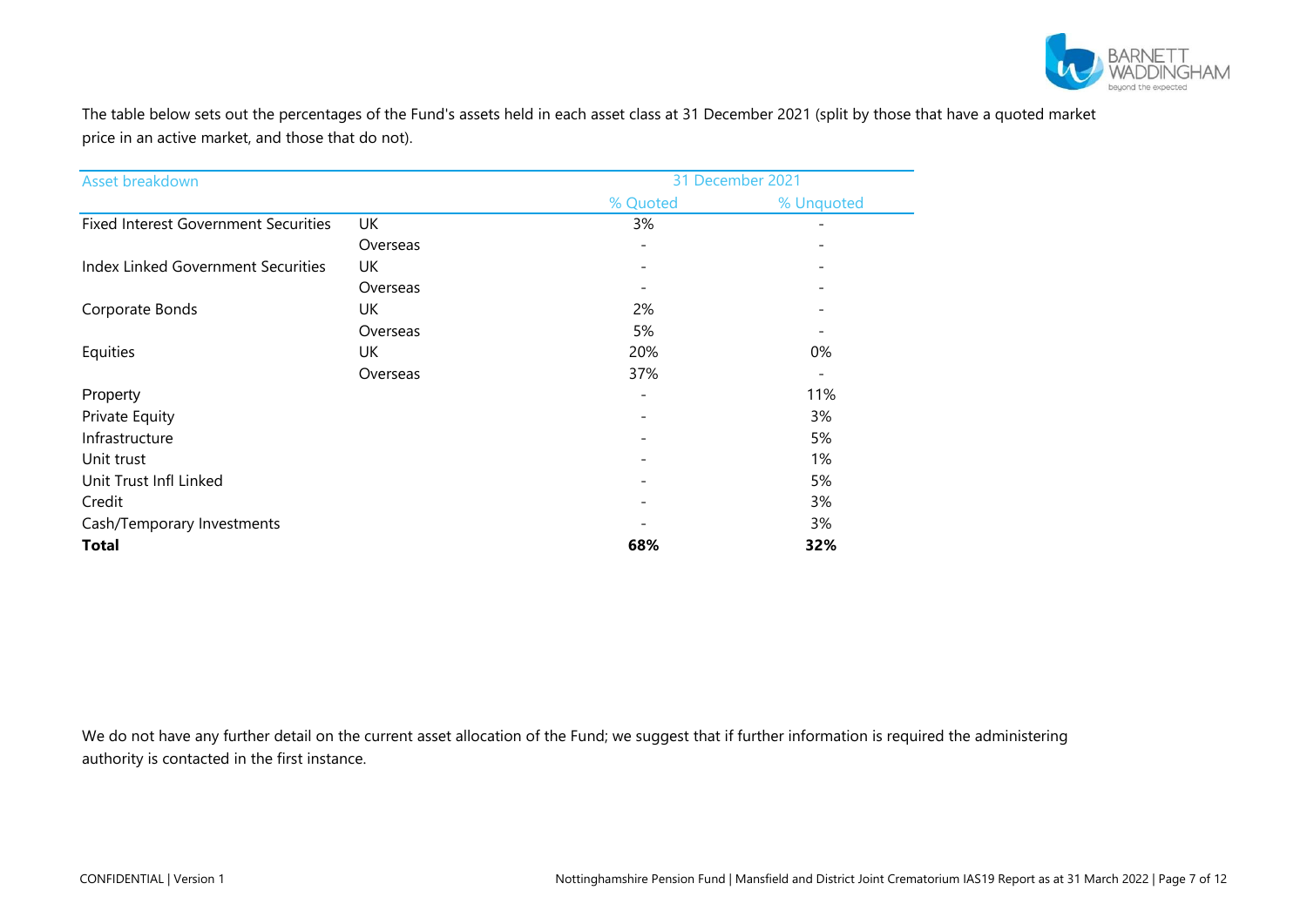The table below sets out the percentages of the Fund's assets held in each asset class at 31 December 2021 (split by those that have a quoted market price in an active market, and those that do not).

| Asset breakdown | | 31 December 2021 | |
|---|---|---|---|
| | | % Quoted | % Unquoted |
| Fixed Interest Government Securities | UK | 3% | - |
| | Overseas | - | - |
| Index Linked Government Securities | UK | - | - |
| | Overseas | - | - |
| Corporate Bonds | UK | 2% | - |
| | Overseas | 5% | - |
| Equities | UK | 20% | 0% |
| | Overseas | 37% | - |
| Property | | - | 11% |
| Private Equity | | - | 3% |
| Infrastructure | | - | 5% |
| Unit trust | | - | 1% |
| Unit Trust Infl Linked | | - | 5% |
| Credit | | - | 3% |
| Cash/Temporary Investments | | - | 3% |
| **Total** | | **68%** | **32%** |

We do not have any further detail on the current asset allocation of the Fund; we suggest that if further information is required the administering authority is contacted in the first instance.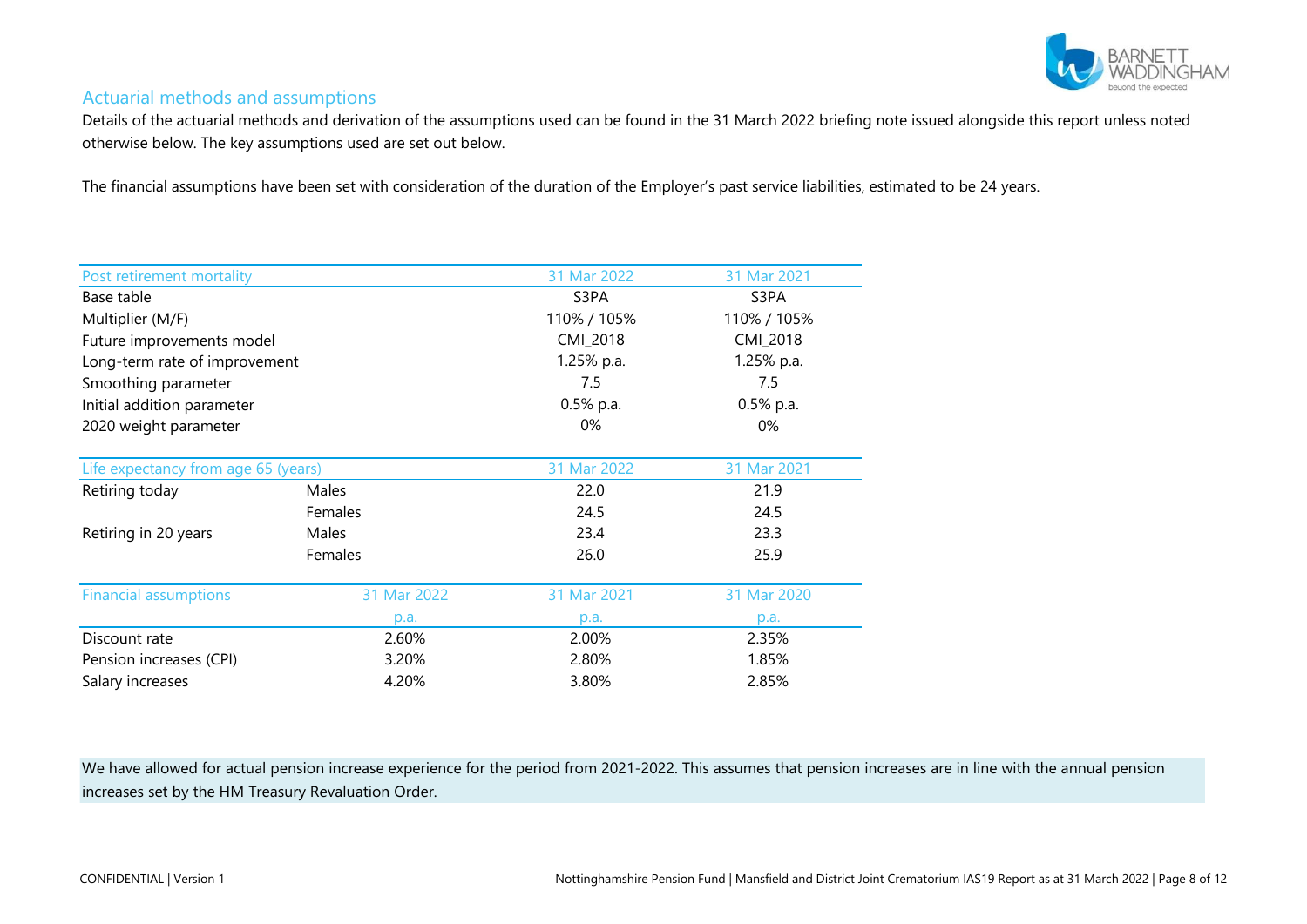## Actuarial methods and assumptions

Details of the actuarial methods and derivation of the assumptions used can be found in the 31 March 2022 briefing note issued alongside this report unless noted otherwise below. The key assumptions used are set out below.

The financial assumptions have been set with consideration of the duration of the Employer's past service liabilities, estimated to be 24 years.

| Post retirement mortality | 31 Mar 2022 | 31 Mar 2021 |
|---|---|---|
| Base table | S3PA | S3PA |
| Multiplier (M/F) | 110% / 105% | 110% / 105% |
| Future improvements model | CMI_2018 | CMI_2018 |
| Long-term rate of improvement | 1.25% p.a. | 1.25% p.a. |
| Smoothing parameter | 7.5 | 7.5 |
| Initial addition parameter | 0.5% p.a. | 0.5% p.a. |
| 2020 weight parameter | 0% | 0% |

| Life expectancy from age 65 (years) | | 31 Mar 2022 | 31 Mar 2021 |
|---|---|---|---|
| Retiring today | Males | 22.0 | 21.9 |
| | Females | 24.5 | 24.5 |
| Retiring in 20 years | Males | 23.4 | 23.3 |
| | Females | 26.0 | 25.9 |

| Financial assumptions | 31 Mar 2022 | 31 Mar 2021 | 31 Mar 2020 |
|---|---|---|---|
| | p.a. | p.a. | p.a. |
| Discount rate | 2.60% | 2.00% | 2.35% |
| Pension increases (CPI) | 3.20% | 2.80% | 1.85% |
| Salary increases | 4.20% | 3.80% | 2.85% |

We have allowed for actual pension increase experience for the period from 2021-2022. This assumes that pension increases are in line with the annual pension increases set by the HM Treasury Revaluation Order.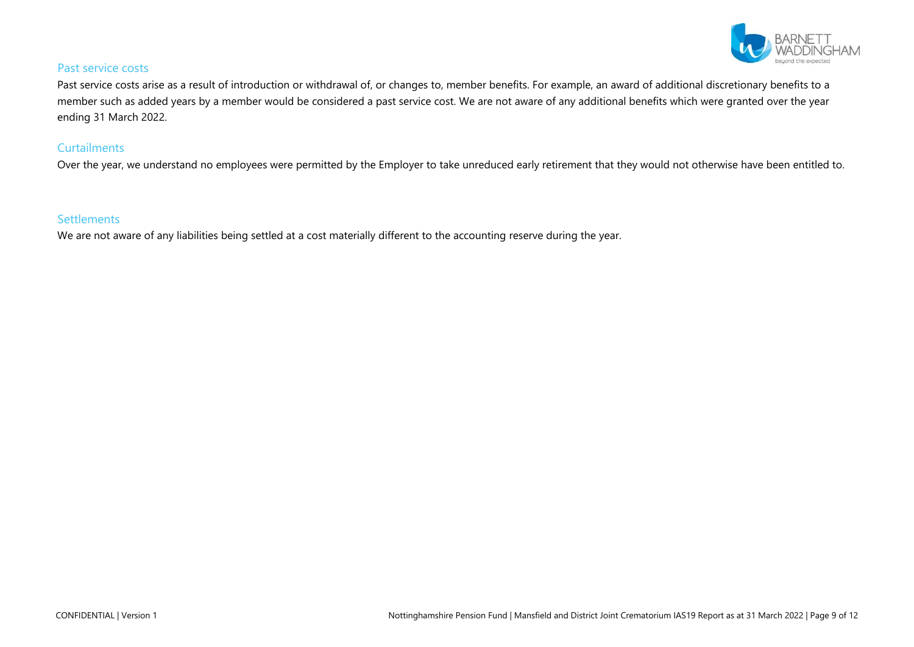## Past service costs

Past service costs arise as a result of introduction or withdrawal of, or changes to, member benefits. For example, an award of additional discretionary benefits to a member such as added years by a member would be considered a past service cost. We are not aware of any additional benefits which were granted over the year ending 31 March 2022.

## Curtailments

Over the year, we understand no employees were permitted by the Employer to take unreduced early retirement that they would not otherwise have been entitled to.

## Settlements

We are not aware of any liabilities being settled at a cost materially different to the accounting reserve during the year.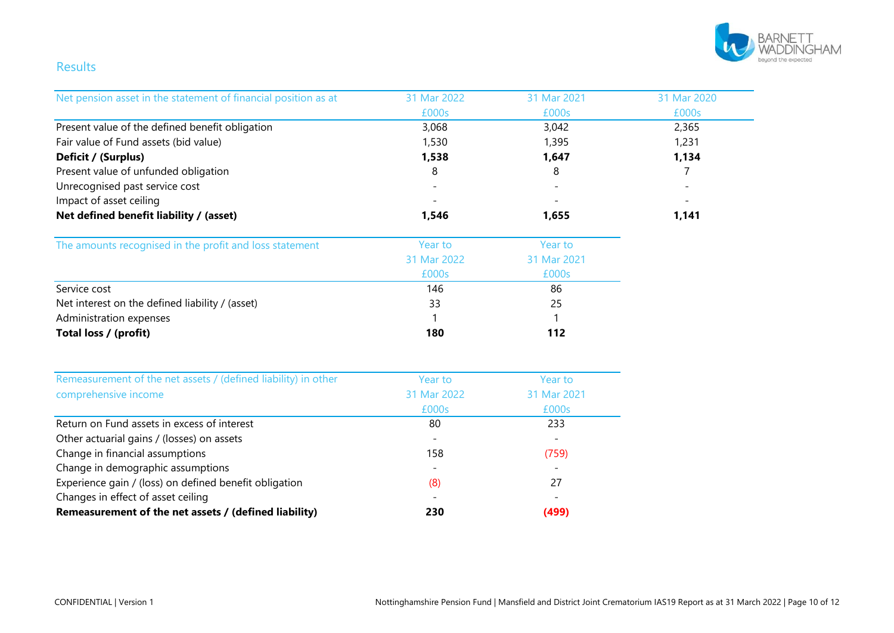## Results

| Net pension asset in the statement of financial position as at | 31 Mar 2022 | 31 Mar 2021 | 31 Mar 2020 |
|---|---|---|---|
| | £000s | £000s | £000s |
| Present value of the defined benefit obligation | 3,068 | 3,042 | 2,365 |
| Fair value of Fund assets (bid value) | 1,530 | 1,395 | 1,231 |
| **Deficit / (Surplus)** | **1,538** | **1,647** | **1,134** |
| Present value of unfunded obligation | 8 | 8 | 7 |
| Unrecognised past service cost | - | - | - |
| Impact of asset ceiling | - | - | - |
| **Net defined benefit liability / (asset)** | **1,546** | **1,655** | **1,141** |

| The amounts recognised in the profit and loss statement | Year to 31 Mar 2022 | Year to 31 Mar 2021 |
|---|---|---|
| | £000s | £000s |
| Service cost | 146 | 86 |
| Net interest on the defined liability / (asset) | 33 | 25 |
| Administration expenses | 1 | 1 |
| **Total loss / (profit)** | **180** | **112** |

| Remeasurement of the net assets / (defined liability) in other comprehensive income | Year to 31 Mar 2022 | Year to 31 Mar 2021 |
|---|---|---|
| | £000s | £000s |
| Return on Fund assets in excess of interest | 80 | 233 |
| Other actuarial gains / (losses) on assets | - | - |
| Change in financial assumptions | 158 | (759) |
| Change in demographic assumptions | - | - |
| Experience gain / (loss) on defined benefit obligation | (8) | 27 |
| Changes in effect of asset ceiling | - | - |
| **Remeasurement of the net assets / (defined liability)** | **230** | **(499)** |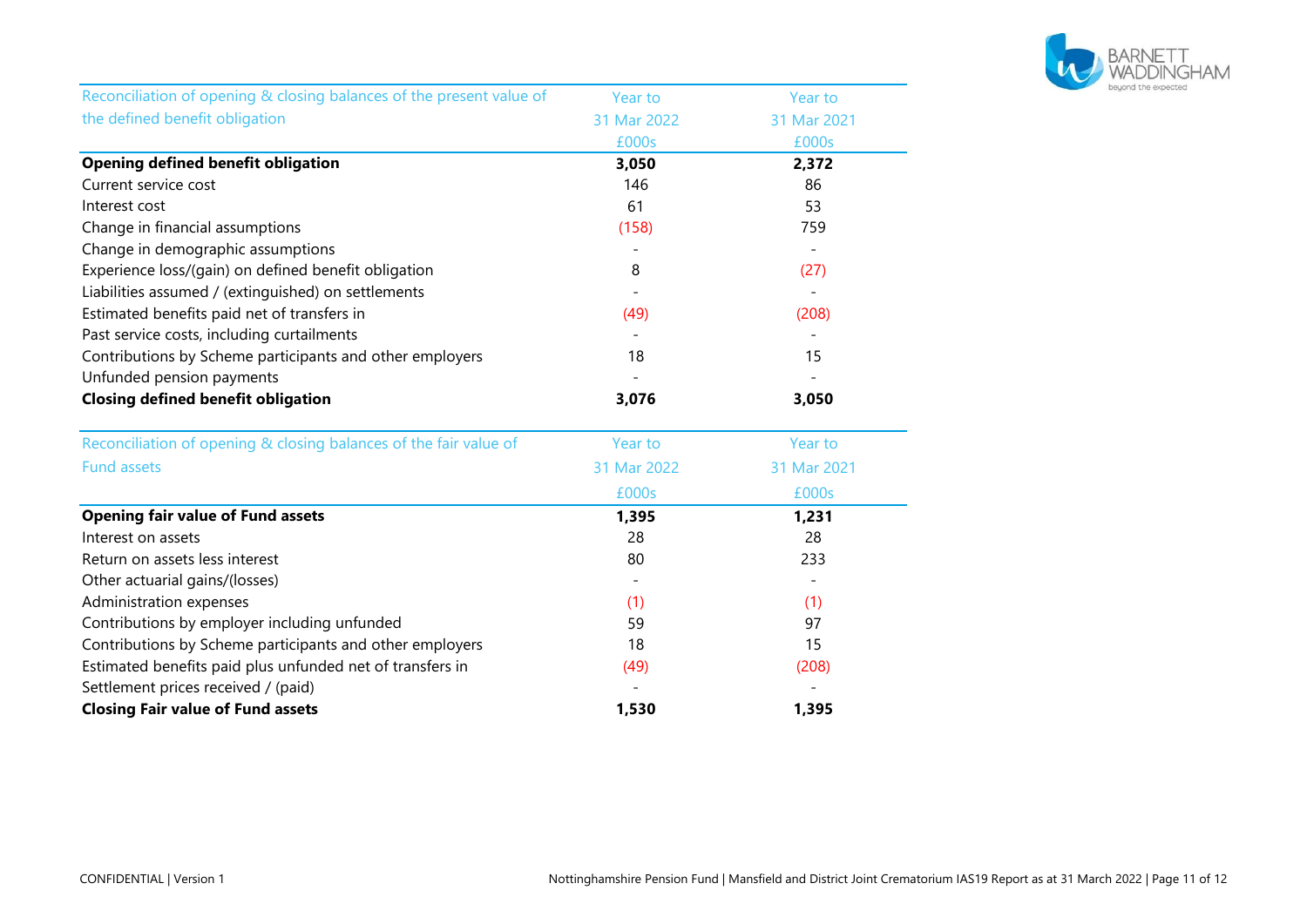| Reconciliation of opening & closing balances of the present value of the defined benefit obligation | Year to 31 Mar 2022 £000s | Year to 31 Mar 2021 £000s |
|---|---|---|
| **Opening defined benefit obligation** | **3,050** | **2,372** |
| Current service cost | 146 | 86 |
| Interest cost | 61 | 53 |
| Change in financial assumptions | (158) | 759 |
| Change in demographic assumptions | - | - |
| Experience loss/(gain) on defined benefit obligation | 8 | (27) |
| Liabilities assumed / (extinguished) on settlements | - | - |
| Estimated benefits paid net of transfers in | (49) | (208) |
| Past service costs, including curtailments | - | - |
| Contributions by Scheme participants and other employers | 18 | 15 |
| Unfunded pension payments | - | - |
| **Closing defined benefit obligation** | **3,076** | **3,050** |

| Reconciliation of opening & closing balances of the fair value of Fund assets | Year to 31 Mar 2022 £000s | Year to 31 Mar 2021 £000s |
|---|---|---|
| **Opening fair value of Fund assets** | **1,395** | **1,231** |
| Interest on assets | 28 | 28 |
| Return on assets less interest | 80 | 233 |
| Other actuarial gains/(losses) | - | - |
| Administration expenses | (1) | (1) |
| Contributions by employer including unfunded | 59 | 97 |
| Contributions by Scheme participants and other employers | 18 | 15 |
| Estimated benefits paid plus unfunded net of transfers in | (49) | (208) |
| Settlement prices received / (paid) | - | - |
| **Closing Fair value of Fund assets** | **1,530** | **1,395** |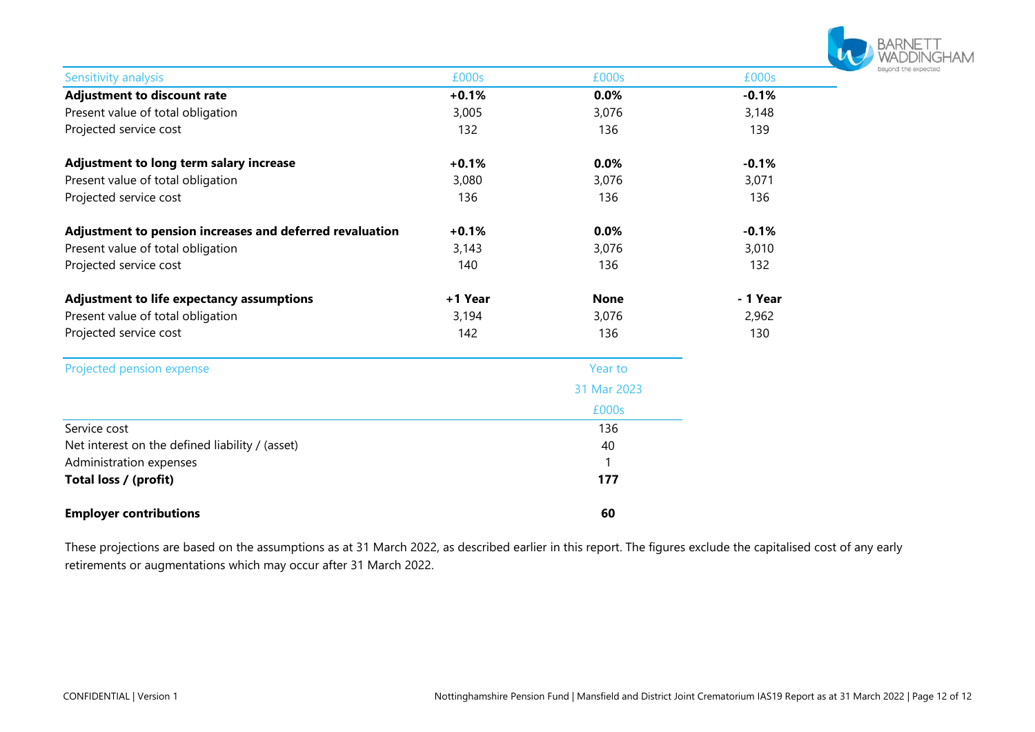| Sensitivity analysis | £000s | £000s | £000s |
|---|---|---|---|
| **Adjustment to discount rate** | **+0.1%** | **0.0%** | **-0.1%** |
| Present value of total obligation | 3,005 | 3,076 | 3,148 |
| Projected service cost | 132 | 136 | 139 |
| | | | |
| **Adjustment to long term salary increase** | **+0.1%** | **0.0%** | **-0.1%** |
| Present value of total obligation | 3,080 | 3,076 | 3,071 |
| Projected service cost | 136 | 136 | 136 |
| | | | |
| **Adjustment to pension increases and deferred revaluation** | **+0.1%** | **0.0%** | **-0.1%** |
| Present value of total obligation | 3,143 | 3,076 | 3,010 |
| Projected service cost | 140 | 136 | 132 |
| | | | |
| **Adjustment to life expectancy assumptions** | **+1 Year** | **None** | **- 1 Year** |
| Present value of total obligation | 3,194 | 3,076 | 2,962 |
| Projected service cost | 142 | 136 | 130 |

| Projected pension expense | Year to 31 Mar 2023 £000s |
|---|---|
| Service cost | 136 |
| Net interest on the defined liability / (asset) | 40 |
| Administration expenses | 1 |
| **Total loss / (profit)** | **177** |
| | |
| **Employer contributions** | **60** |

These projections are based on the assumptions as at 31 March 2022, as described earlier in this report. The figures exclude the capitalised cost of any early retirements or augmentations which may occur after 31 March 2022.